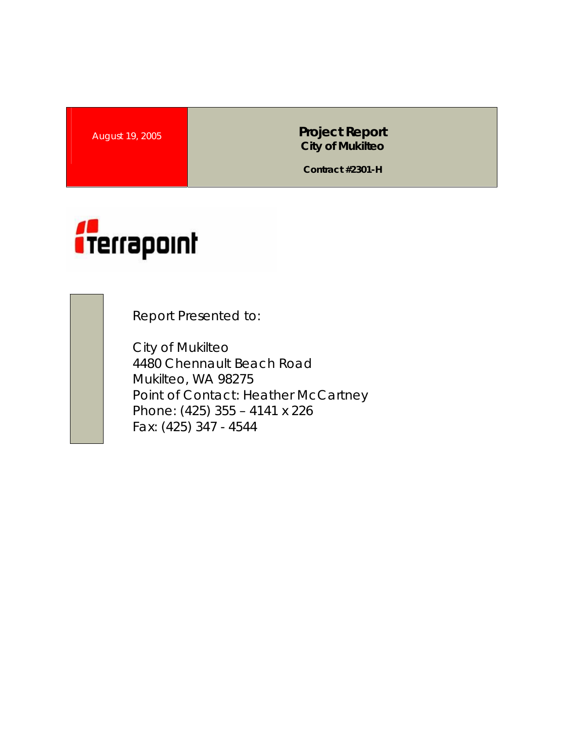August 19, 2005

# Project Report
## City of Mukilteo

**Contract #2301-H**

Terrapoint

Report Presented to:

City of Mukilteo
4480 Chennault Beach Road
Mukilteo, WA 98275
Point of Contact: Heather McCartney
Phone: (425) 355 – 4141 x 226
Fax: (425) 347 - 4544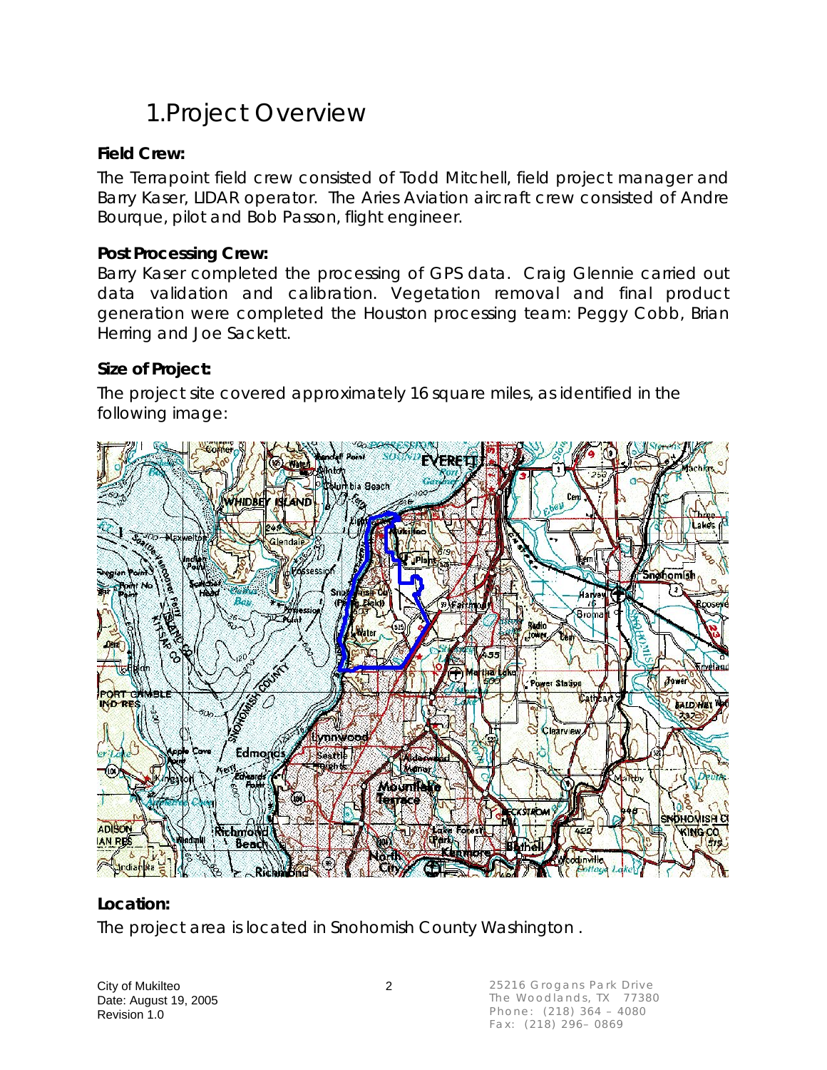# 1. Project Overview

**Field Crew:**

The Terrapoint field crew consisted of Todd Mitchell, field project manager and Barry Kaser, LIDAR operator. The Aries Aviation aircraft crew consisted of Andre Bourque, pilot and Bob Passon, flight engineer.

**Post Processing Crew:**

Barry Kaser completed the processing of GPS data. Craig Glennie carried out data validation and calibration. Vegetation removal and final product generation were completed the Houston processing team: Peggy Cobb, Brian Herring and Joe Sackett.

**Size of Project:**

The project site covered approximately 16 square miles, as identified in the following image:

**Location:**

The project area is located in Snohomish County Washington .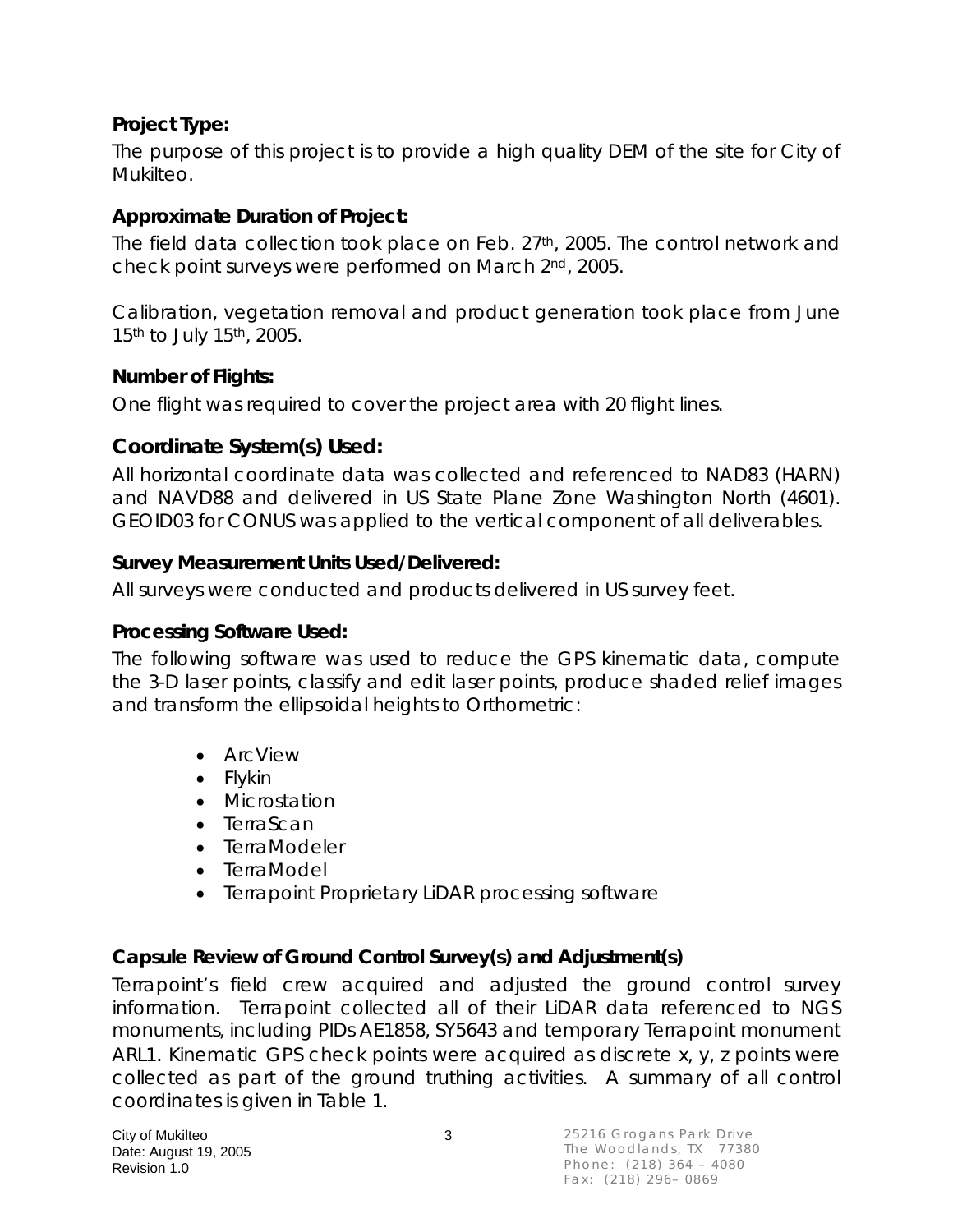**Project Type:**

The purpose of this project is to provide a high quality DEM of the site for City of Mukilteo.

**Approximate Duration of Project:**

The field data collection took place on Feb. 27th, 2005. The control network and check point surveys were performed on March 2nd, 2005.

Calibration, vegetation removal and product generation took place from June 15th to July 15th, 2005.

**Number of Flights:**

One flight was required to cover the project area with 20 flight lines.

## Coordinate System(s) Used:

All horizontal coordinate data was collected and referenced to NAD83 (HARN) and NAVD88 and delivered in US State Plane Zone Washington North (4601). GEOID03 for CONUS was applied to the vertical component of all deliverables.

**Survey Measurement Units Used/Delivered:**

All surveys were conducted and products delivered in US survey feet.

**Processing Software Used:**

The following software was used to reduce the GPS kinematic data, compute the 3-D laser points, classify and edit laser points, produce shaded relief images and transform the ellipsoidal heights to Orthometric:

- ArcView
- Flykin
- Microstation
- TerraScan
- TerraModeler
- TerraModel
- Terrapoint Proprietary LiDAR processing software

**Capsule Review of Ground Control Survey(s) and Adjustment(s)**

Terrapoint's field crew acquired and adjusted the ground control survey information. Terrapoint collected all of their LiDAR data referenced to NGS monuments, including PIDs AE1858, SY5643 and temporary Terrapoint monument ARL1. Kinematic GPS check points were acquired as discrete x, y, z points were collected as part of the ground truthing activities. A summary of all control coordinates is given in Table 1.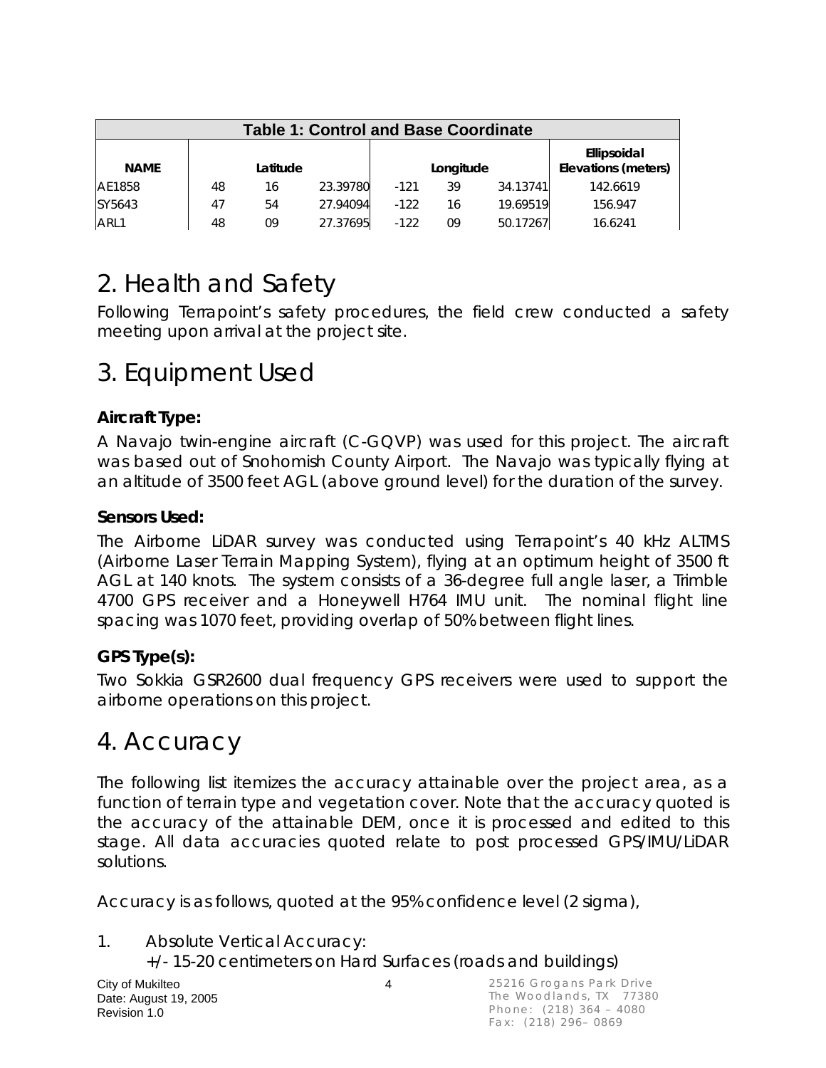| Table 1: Control and Base Coordinate | | | | | | | |
|---|---|---|---|---|---|---|---|
| NAME | Latitude | | | Longitude | | | Ellipsoidal Elevations (meters) |
| AE1858 | 48 | 16 | 23.39780 | -121 | 39 | 34.13741 | 142.6619 |
| SY5643 | 47 | 54 | 27.94094 | -122 | 16 | 19.69519 | 156.947 |
| ARL1 | 48 | 09 | 27.37695 | -122 | 09 | 50.17267 | 16.6241 |

# 2. Health and Safety

Following Terrapoint's safety procedures, the field crew conducted a safety meeting upon arrival at the project site.

# 3. Equipment Used

**Aircraft Type:**

A Navajo twin-engine aircraft (C-GQVP) was used for this project. The aircraft was based out of Snohomish County Airport. The Navajo was typically flying at an altitude of 3500 feet AGL (above ground level) for the duration of the survey.

**Sensors Used:**

The Airborne LiDAR survey was conducted using Terrapoint's 40 kHz ALTMS (Airborne Laser Terrain Mapping System), flying at an optimum height of 3500 ft AGL at 140 knots. The system consists of a 36-degree full angle laser, a Trimble 4700 GPS receiver and a Honeywell H764 IMU unit. The nominal flight line spacing was 1070 feet, providing overlap of 50% between flight lines.

**GPS Type(s):**

Two Sokkia GSR2600 dual frequency GPS receivers were used to support the airborne operations on this project.

# 4. Accuracy

The following list itemizes the accuracy attainable over the project area, as a function of terrain type and vegetation cover. Note that the accuracy quoted is the accuracy of the attainable DEM, once it is processed and edited to this stage. All data accuracies quoted relate to post processed GPS/IMU/LiDAR solutions.

Accuracy is as follows, quoted at the 95% confidence level (2 sigma),

1. Absolute Vertical Accuracy:
   +/- 15-20 centimeters on Hard Surfaces (roads and buildings)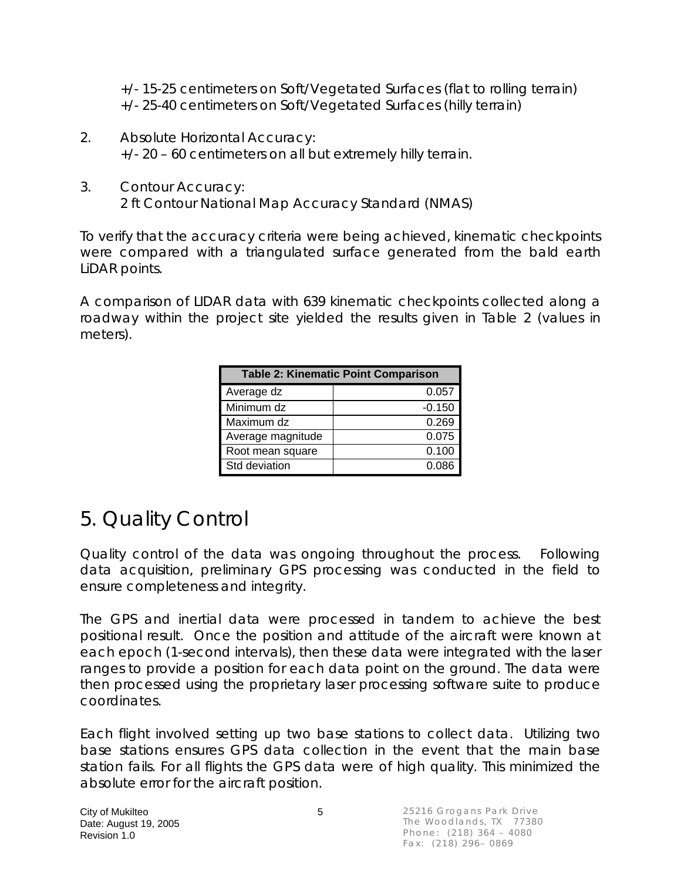+/- 15-25 centimeters on Soft/Vegetated Surfaces (flat to rolling terrain)
+/- 25-40 centimeters on Soft/Vegetated Surfaces (hilly terrain)

2. Absolute Horizontal Accuracy:
   +/- 20 – 60 centimeters on all but extremely hilly terrain.

3. Contour Accuracy:
   2 ft Contour National Map Accuracy Standard (NMAS)

To verify that the accuracy criteria were being achieved, kinematic checkpoints were compared with a triangulated surface generated from the bald earth LiDAR points.

A comparison of LIDAR data with 639 kinematic checkpoints collected along a roadway within the project site yielded the results given in Table 2 (values in meters).

| Table 2: Kinematic Point Comparison | |
|---|---|
| Average dz | 0.057 |
| Minimum dz | -0.150 |
| Maximum dz | 0.269 |
| Average magnitude | 0.075 |
| Root mean square | 0.100 |
| Std deviation | 0.086 |

# 5. Quality Control

Quality control of the data was ongoing throughout the process. Following data acquisition, preliminary GPS processing was conducted in the field to ensure completeness and integrity.

The GPS and inertial data were processed in tandem to achieve the best positional result. Once the position and attitude of the aircraft were known at each epoch (1-second intervals), then these data were integrated with the laser ranges to provide a position for each data point on the ground. The data were then processed using the proprietary laser processing software suite to produce coordinates.

Each flight involved setting up two base stations to collect data. Utilizing two base stations ensures GPS data collection in the event that the main base station fails. For all flights the GPS data were of high quality. This minimized the absolute error for the aircraft position.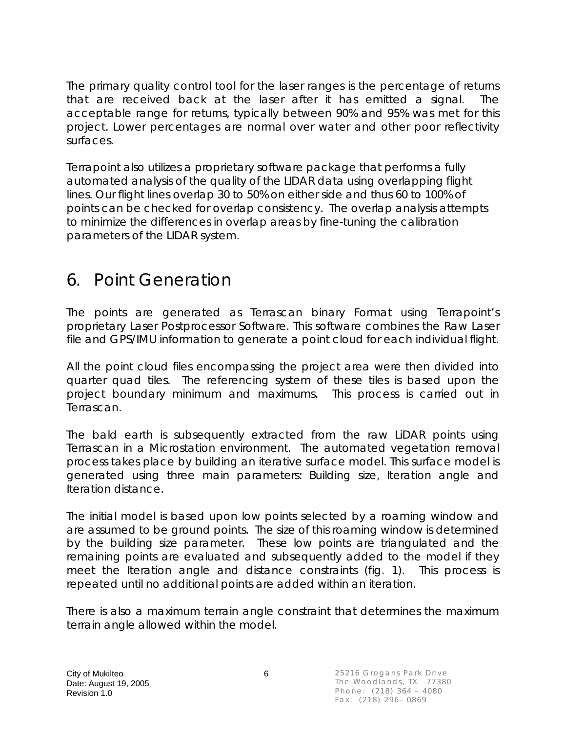The primary quality control tool for the laser ranges is the percentage of returns that are received back at the laser after it has emitted a signal. The acceptable range for returns, typically between 90% and 95% was met for this project. Lower percentages are normal over water and other poor reflectivity surfaces.

Terrapoint also utilizes a proprietary software package that performs a fully automated analysis of the quality of the LIDAR data using overlapping flight lines. Our flight lines overlap 30 to 50% on either side and thus 60 to 100% of points can be checked for overlap consistency. The overlap analysis attempts to minimize the differences in overlap areas by fine-tuning the calibration parameters of the LIDAR system.

# 6. Point Generation

The points are generated as Terrascan binary Format using Terrapoint's proprietary Laser Postprocessor Software. This software combines the Raw Laser file and GPS/IMU information to generate a point cloud for each individual flight.

All the point cloud files encompassing the project area were then divided into quarter quad tiles. The referencing system of these tiles is based upon the project boundary minimum and maximums. This process is carried out in Terrascan.

The bald earth is subsequently extracted from the raw LiDAR points using Terrascan in a Microstation environment. The automated vegetation removal process takes place by building an iterative surface model. This surface model is generated using three main parameters: Building size, Iteration angle and Iteration distance.

The initial model is based upon low points selected by a roaming window and are assumed to be ground points. The size of this roaming window is determined by the building size parameter. These low points are triangulated and the remaining points are evaluated and subsequently added to the model if they meet the Iteration angle and distance constraints (fig. 1). This process is repeated until no additional points are added within an iteration.

There is also a maximum terrain angle constraint that determines the maximum terrain angle allowed within the model.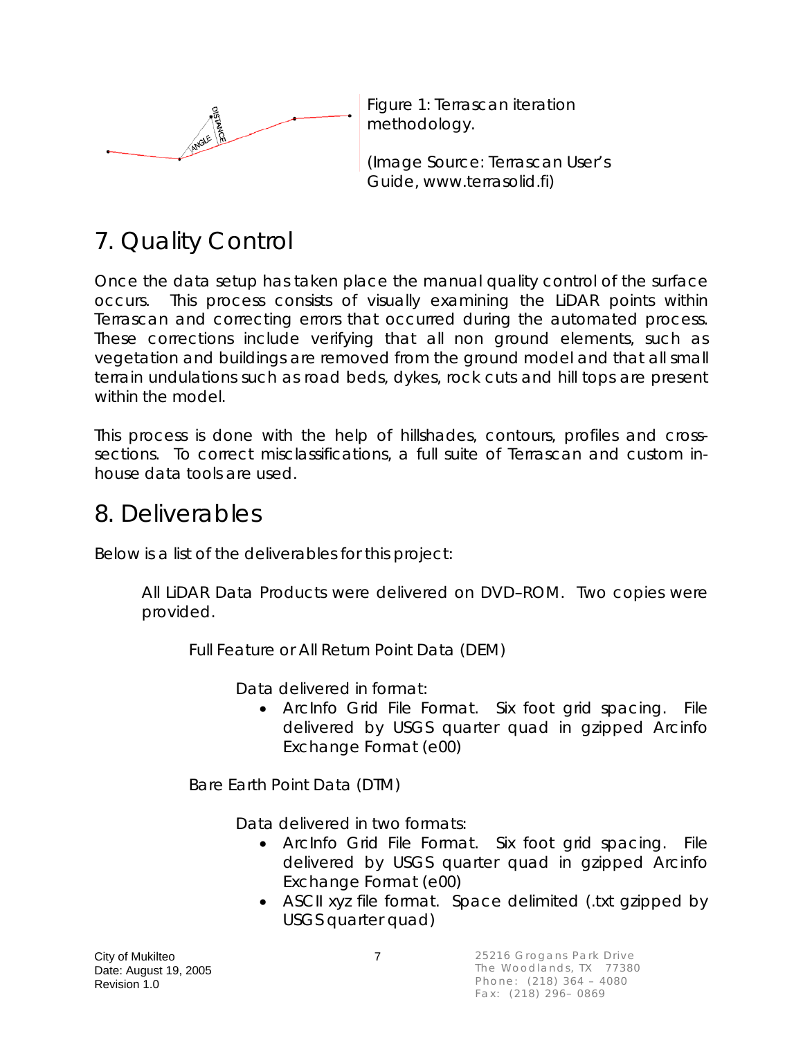Figure 1: Terrascan iteration methodology.

(Image Source: Terrascan User's Guide, www.terrasolid.fi)

# 7. Quality Control

Once the data setup has taken place the manual quality control of the surface occurs. This process consists of visually examining the LiDAR points within Terrascan and correcting errors that occurred during the automated process. These corrections include verifying that all non ground elements, such as vegetation and buildings are removed from the ground model and that all small terrain undulations such as road beds, dykes, rock cuts and hill tops are present within the model.

This process is done with the help of hillshades, contours, profiles and cross-sections. To correct misclassifications, a full suite of Terrascan and custom in-house data tools are used.

# 8. Deliverables

Below is a list of the deliverables for this project:

All LiDAR Data Products were delivered on DVD–ROM. Two copies were provided.

Full Feature or All Return Point Data (DEM)

Data delivered in format:

- ArcInfo Grid File Format. Six foot grid spacing. File delivered by USGS quarter quad in gzipped Arcinfo Exchange Format (e00)

Bare Earth Point Data (DTM)

Data delivered in two formats:

- ArcInfo Grid File Format. Six foot grid spacing. File delivered by USGS quarter quad in gzipped Arcinfo Exchange Format (e00)
- ASCII xyz file format. Space delimited (.txt gzipped by USGS quarter quad)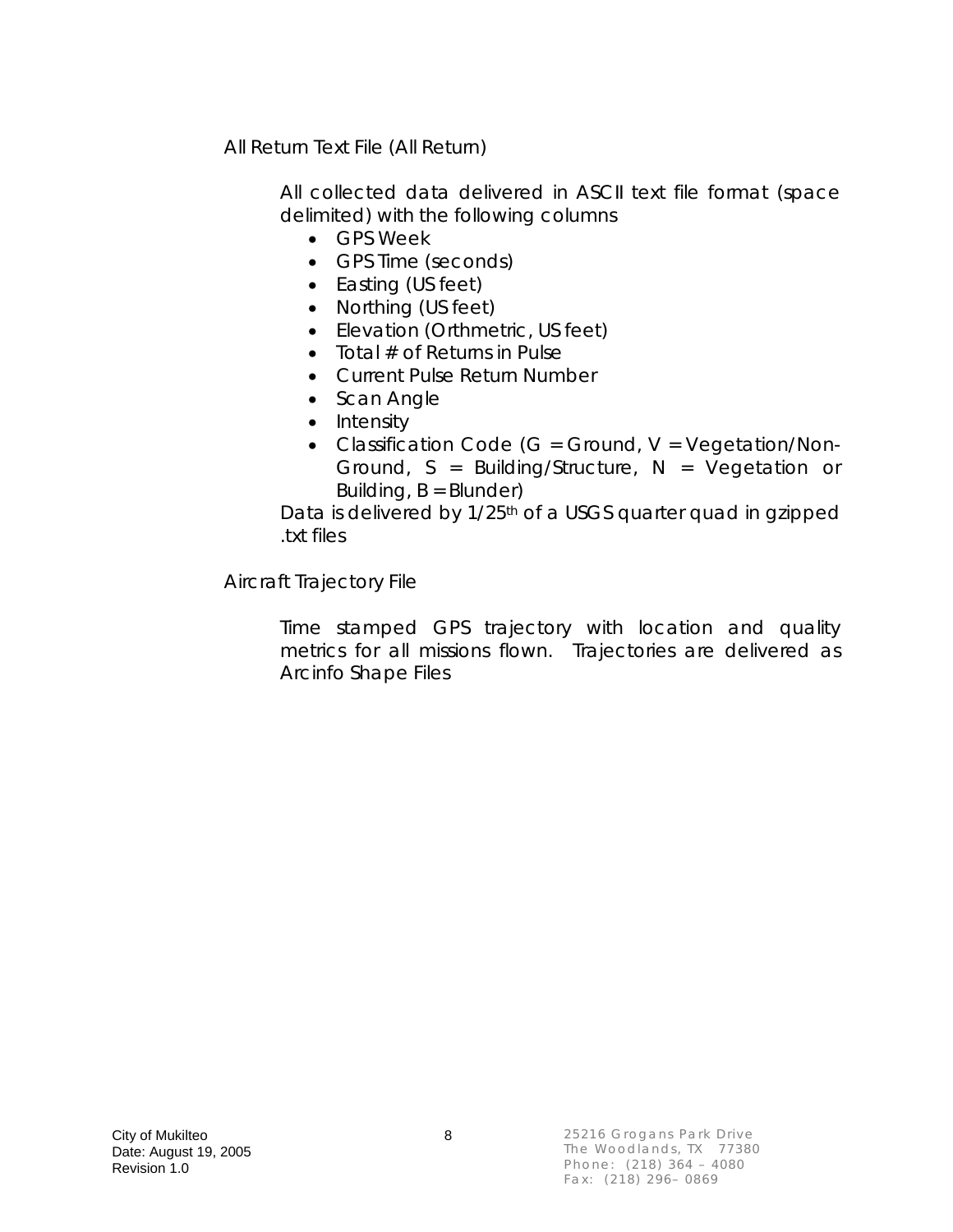All Return Text File (All Return)

All collected data delivered in ASCII text file format (space delimited) with the following columns

- GPS Week
- GPS Time (seconds)
- Easting (US feet)
- Northing (US feet)
- Elevation (Orthmetric, US feet)
- Total # of Returns in Pulse
- Current Pulse Return Number
- Scan Angle
- Intensity
- Classification Code (G = Ground, V = Vegetation/Non-Ground, S = Building/Structure, N = Vegetation or Building, B = Blunder)

Data is delivered by 1/25th of a USGS quarter quad in gzipped .txt files

Aircraft Trajectory File

Time stamped GPS trajectory with location and quality metrics for all missions flown. Trajectories are delivered as Arcinfo Shape Files